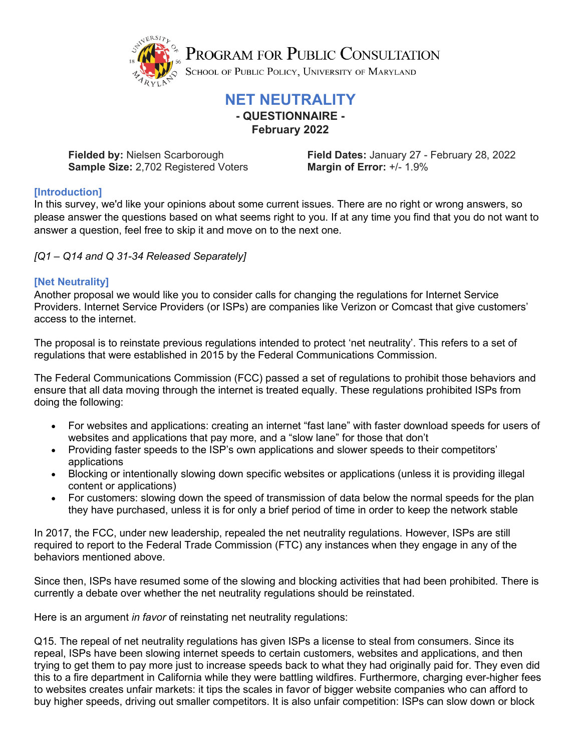# PROGRAM FOR PUBLIC CONSULTATION

SCHOOL OF PUBLIC POLICY, UNIVERSITY OF MARYLAND

## NET NEUTRALITY

### - QUESTIONNAIRE -

### February 2022

**Fielded by:** Nielsen Scarborough
**Sample Size:** 2,702 Registered Voters

**Field Dates:** January 27 - February 28, 2022
**Margin of Error:** +/- 1.9%

**[Introduction]**

In this survey, we'd like your opinions about some current issues. There are no right or wrong answers, so please answer the questions based on what seems right to you. If at any time you find that you do not want to answer a question, feel free to skip it and move on to the next one.

*[Q1 – Q14 and Q 31-34 Released Separately]*

**[Net Neutrality]**

Another proposal we would like you to consider calls for changing the regulations for Internet Service Providers. Internet Service Providers (or ISPs) are companies like Verizon or Comcast that give customers' access to the internet.

The proposal is to reinstate previous regulations intended to protect 'net neutrality'. This refers to a set of regulations that were established in 2015 by the Federal Communications Commission.

The Federal Communications Commission (FCC) passed a set of regulations to prohibit those behaviors and ensure that all data moving through the internet is treated equally. These regulations prohibited ISPs from doing the following:

- For websites and applications: creating an internet "fast lane" with faster download speeds for users of websites and applications that pay more, and a "slow lane" for those that don't
- Providing faster speeds to the ISP's own applications and slower speeds to their competitors' applications
- Blocking or intentionally slowing down specific websites or applications (unless it is providing illegal content or applications)
- For customers: slowing down the speed of transmission of data below the normal speeds for the plan they have purchased, unless it is for only a brief period of time in order to keep the network stable

In 2017, the FCC, under new leadership, repealed the net neutrality regulations. However, ISPs are still required to report to the Federal Trade Commission (FTC) any instances when they engage in any of the behaviors mentioned above.

Since then, ISPs have resumed some of the slowing and blocking activities that had been prohibited. There is currently a debate over whether the net neutrality regulations should be reinstated.

Here is an argument *in favor* of reinstating net neutrality regulations:

Q15. The repeal of net neutrality regulations has given ISPs a license to steal from consumers. Since its repeal, ISPs have been slowing internet speeds to certain customers, websites and applications, and then trying to get them to pay more just to increase speeds back to what they had originally paid for. They even did this to a fire department in California while they were battling wildfires. Furthermore, charging ever-higher fees to websites creates unfair markets: it tips the scales in favor of bigger website companies who can afford to buy higher speeds, driving out smaller competitors. It is also unfair competition: ISPs can slow down or block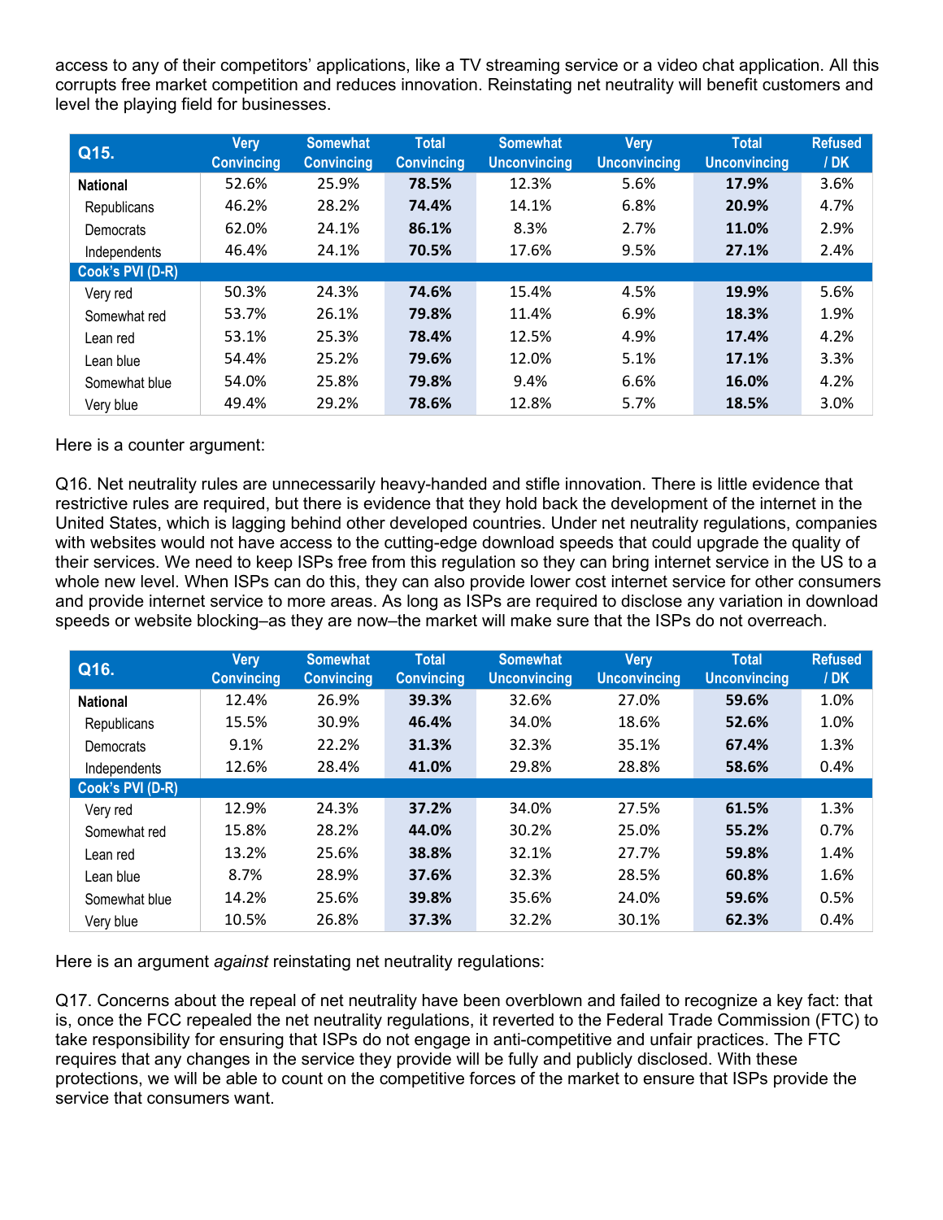access to any of their competitors' applications, like a TV streaming service or a video chat application. All this corrupts free market competition and reduces innovation. Reinstating net neutrality will benefit customers and level the playing field for businesses.

| Q15. | Very Convincing | Somewhat Convincing | Total Convincing | Somewhat Unconvincing | Very Unconvincing | Total Unconvincing | Refused / DK |
|---|---|---|---|---|---|---|---|
| **National** | 52.6% | 25.9% | **78.5%** | 12.3% | 5.6% | **17.9%** | 3.6% |
| Republicans | 46.2% | 28.2% | **74.4%** | 14.1% | 6.8% | **20.9%** | 4.7% |
| Democrats | 62.0% | 24.1% | **86.1%** | 8.3% | 2.7% | **11.0%** | 2.9% |
| Independents | 46.4% | 24.1% | **70.5%** | 17.6% | 9.5% | **27.1%** | 2.4% |
| **Cook's PVI (D-R)** | | | | | | | |
| Very red | 50.3% | 24.3% | **74.6%** | 15.4% | 4.5% | **19.9%** | 5.6% |
| Somewhat red | 53.7% | 26.1% | **79.8%** | 11.4% | 6.9% | **18.3%** | 1.9% |
| Lean red | 53.1% | 25.3% | **78.4%** | 12.5% | 4.9% | **17.4%** | 4.2% |
| Lean blue | 54.4% | 25.2% | **79.6%** | 12.0% | 5.1% | **17.1%** | 3.3% |
| Somewhat blue | 54.0% | 25.8% | **79.8%** | 9.4% | 6.6% | **16.0%** | 4.2% |
| Very blue | 49.4% | 29.2% | **78.6%** | 12.8% | 5.7% | **18.5%** | 3.0% |

Here is a counter argument:

Q16. Net neutrality rules are unnecessarily heavy-handed and stifle innovation. There is little evidence that restrictive rules are required, but there is evidence that they hold back the development of the internet in the United States, which is lagging behind other developed countries. Under net neutrality regulations, companies with websites would not have access to the cutting-edge download speeds that could upgrade the quality of their services. We need to keep ISPs free from this regulation so they can bring internet service in the US to a whole new level. When ISPs can do this, they can also provide lower cost internet service for other consumers and provide internet service to more areas. As long as ISPs are required to disclose any variation in download speeds or website blocking–as they are now–the market will make sure that the ISPs do not overreach.

| Q16. | Very Convincing | Somewhat Convincing | Total Convincing | Somewhat Unconvincing | Very Unconvincing | Total Unconvincing | Refused / DK |
|---|---|---|---|---|---|---|---|
| **National** | 12.4% | 26.9% | **39.3%** | 32.6% | 27.0% | **59.6%** | 1.0% |
| Republicans | 15.5% | 30.9% | **46.4%** | 34.0% | 18.6% | **52.6%** | 1.0% |
| Democrats | 9.1% | 22.2% | **31.3%** | 32.3% | 35.1% | **67.4%** | 1.3% |
| Independents | 12.6% | 28.4% | **41.0%** | 29.8% | 28.8% | **58.6%** | 0.4% |
| **Cook's PVI (D-R)** | | | | | | | |
| Very red | 12.9% | 24.3% | **37.2%** | 34.0% | 27.5% | **61.5%** | 1.3% |
| Somewhat red | 15.8% | 28.2% | **44.0%** | 30.2% | 25.0% | **55.2%** | 0.7% |
| Lean red | 13.2% | 25.6% | **38.8%** | 32.1% | 27.7% | **59.8%** | 1.4% |
| Lean blue | 8.7% | 28.9% | **37.6%** | 32.3% | 28.5% | **60.8%** | 1.6% |
| Somewhat blue | 14.2% | 25.6% | **39.8%** | 35.6% | 24.0% | **59.6%** | 0.5% |
| Very blue | 10.5% | 26.8% | **37.3%** | 32.2% | 30.1% | **62.3%** | 0.4% |

Here is an argument *against* reinstating net neutrality regulations:

Q17. Concerns about the repeal of net neutrality have been overblown and failed to recognize a key fact: that is, once the FCC repealed the net neutrality regulations, it reverted to the Federal Trade Commission (FTC) to take responsibility for ensuring that ISPs do not engage in anti-competitive and unfair practices. The FTC requires that any changes in the service they provide will be fully and publicly disclosed. With these protections, we will be able to count on the competitive forces of the market to ensure that ISPs provide the service that consumers want.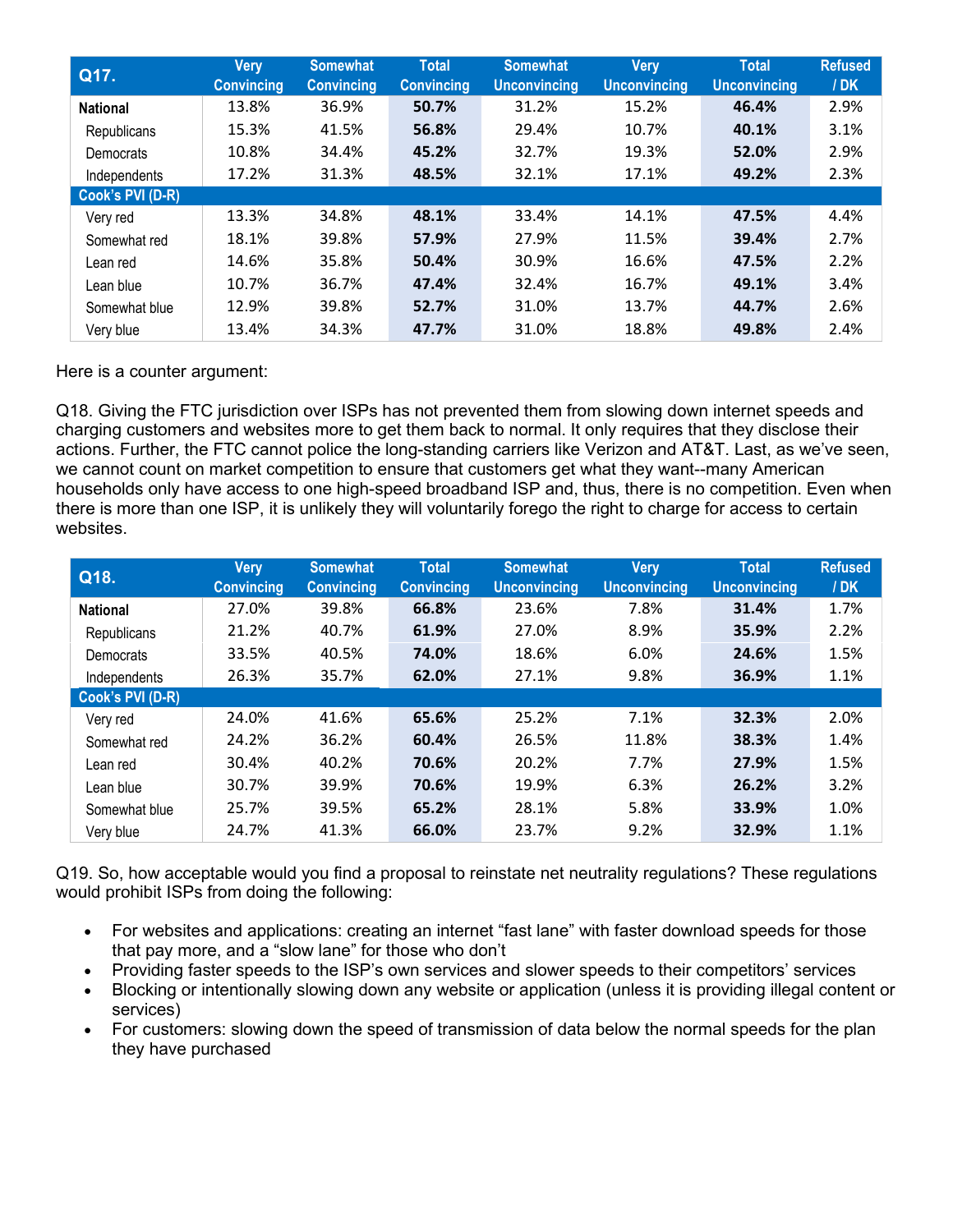| Q17. | Very Convincing | Somewhat Convincing | Total Convincing | Somewhat Unconvincing | Very Unconvincing | Total Unconvincing | Refused / DK |
|---|---|---|---|---|---|---|---|
| **National** | 13.8% | 36.9% | **50.7%** | 31.2% | 15.2% | **46.4%** | 2.9% |
| Republicans | 15.3% | 41.5% | **56.8%** | 29.4% | 10.7% | **40.1%** | 3.1% |
| Democrats | 10.8% | 34.4% | **45.2%** | 32.7% | 19.3% | **52.0%** | 2.9% |
| Independents | 17.2% | 31.3% | **48.5%** | 32.1% | 17.1% | **49.2%** | 2.3% |
| **Cook's PVI (D-R)** | | | | | | | |
| Very red | 13.3% | 34.8% | **48.1%** | 33.4% | 14.1% | **47.5%** | 4.4% |
| Somewhat red | 18.1% | 39.8% | **57.9%** | 27.9% | 11.5% | **39.4%** | 2.7% |
| Lean red | 14.6% | 35.8% | **50.4%** | 30.9% | 16.6% | **47.5%** | 2.2% |
| Lean blue | 10.7% | 36.7% | **47.4%** | 32.4% | 16.7% | **49.1%** | 3.4% |
| Somewhat blue | 12.9% | 39.8% | **52.7%** | 31.0% | 13.7% | **44.7%** | 2.6% |
| Very blue | 13.4% | 34.3% | **47.7%** | 31.0% | 18.8% | **49.8%** | 2.4% |

Here is a counter argument:

Q18. Giving the FTC jurisdiction over ISPs has not prevented them from slowing down internet speeds and charging customers and websites more to get them back to normal. It only requires that they disclose their actions. Further, the FTC cannot police the long-standing carriers like Verizon and AT&T. Last, as we've seen, we cannot count on market competition to ensure that customers get what they want--many American households only have access to one high-speed broadband ISP and, thus, there is no competition. Even when there is more than one ISP, it is unlikely they will voluntarily forego the right to charge for access to certain websites.

| Q18. | Very Convincing | Somewhat Convincing | Total Convincing | Somewhat Unconvincing | Very Unconvincing | Total Unconvincing | Refused / DK |
|---|---|---|---|---|---|---|---|
| **National** | 27.0% | 39.8% | **66.8%** | 23.6% | 7.8% | **31.4%** | 1.7% |
| Republicans | 21.2% | 40.7% | **61.9%** | 27.0% | 8.9% | **35.9%** | 2.2% |
| Democrats | 33.5% | 40.5% | **74.0%** | 18.6% | 6.0% | **24.6%** | 1.5% |
| Independents | 26.3% | 35.7% | **62.0%** | 27.1% | 9.8% | **36.9%** | 1.1% |
| **Cook's PVI (D-R)** | | | | | | | |
| Very red | 24.0% | 41.6% | **65.6%** | 25.2% | 7.1% | **32.3%** | 2.0% |
| Somewhat red | 24.2% | 36.2% | **60.4%** | 26.5% | 11.8% | **38.3%** | 1.4% |
| Lean red | 30.4% | 40.2% | **70.6%** | 20.2% | 7.7% | **27.9%** | 1.5% |
| Lean blue | 30.7% | 39.9% | **70.6%** | 19.9% | 6.3% | **26.2%** | 3.2% |
| Somewhat blue | 25.7% | 39.5% | **65.2%** | 28.1% | 5.8% | **33.9%** | 1.0% |
| Very blue | 24.7% | 41.3% | **66.0%** | 23.7% | 9.2% | **32.9%** | 1.1% |

Q19. So, how acceptable would you find a proposal to reinstate net neutrality regulations? These regulations would prohibit ISPs from doing the following:

- For websites and applications: creating an internet "fast lane" with faster download speeds for those that pay more, and a "slow lane" for those who don't
- Providing faster speeds to the ISP's own services and slower speeds to their competitors' services
- Blocking or intentionally slowing down any website or application (unless it is providing illegal content or services)
- For customers: slowing down the speed of transmission of data below the normal speeds for the plan they have purchased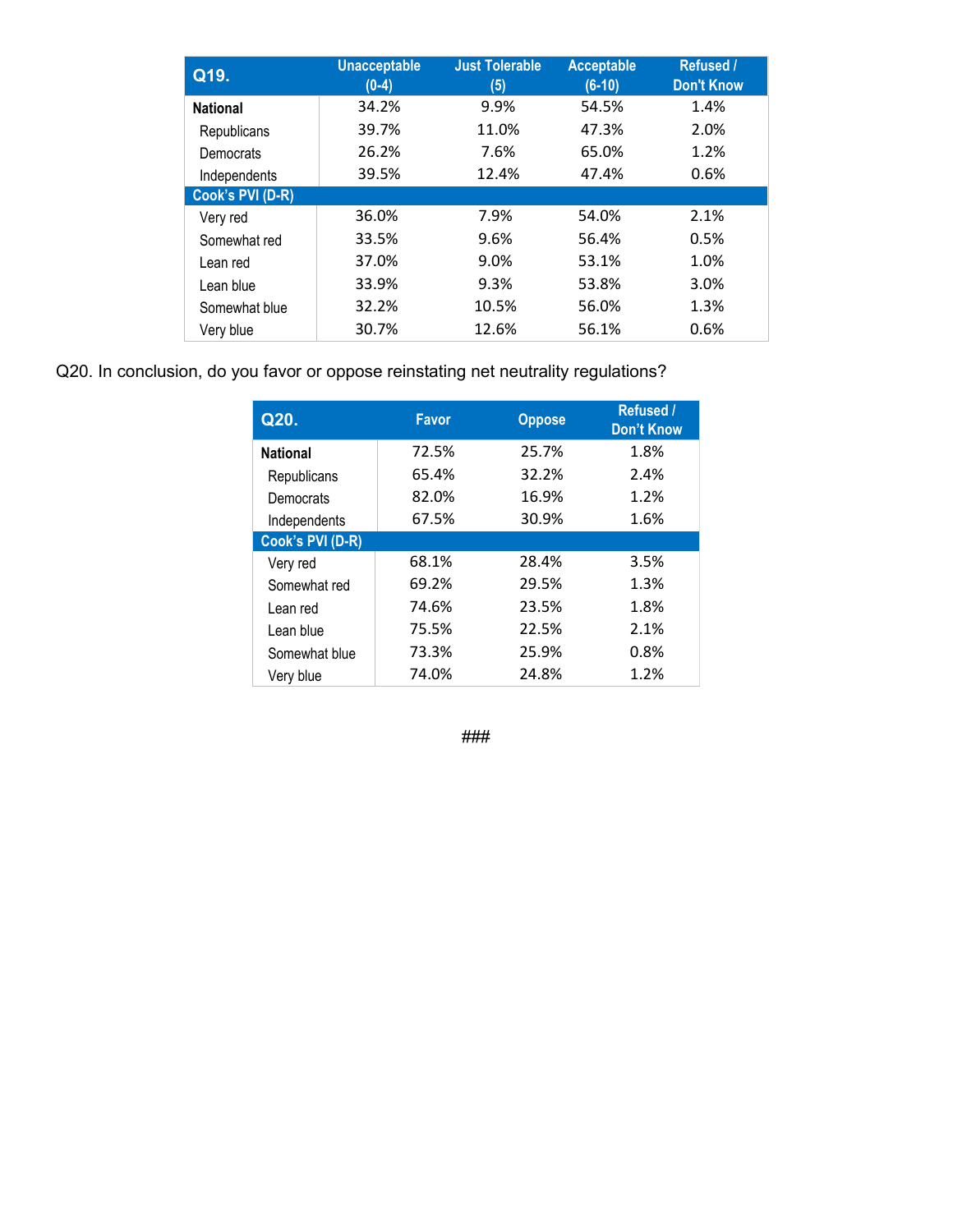| Q19. | Unacceptable (0-4) | Just Tolerable (5) | Acceptable (6-10) | Refused / Don't Know |
|---|---|---|---|---|
| **National** | 34.2% | 9.9% | 54.5% | 1.4% |
| Republicans | 39.7% | 11.0% | 47.3% | 2.0% |
| Democrats | 26.2% | 7.6% | 65.0% | 1.2% |
| Independents | 39.5% | 12.4% | 47.4% | 0.6% |
| **Cook's PVI (D-R)** | | | | |
| Very red | 36.0% | 7.9% | 54.0% | 2.1% |
| Somewhat red | 33.5% | 9.6% | 56.4% | 0.5% |
| Lean red | 37.0% | 9.0% | 53.1% | 1.0% |
| Lean blue | 33.9% | 9.3% | 53.8% | 3.0% |
| Somewhat blue | 32.2% | 10.5% | 56.0% | 1.3% |
| Very blue | 30.7% | 12.6% | 56.1% | 0.6% |

Q20. In conclusion, do you favor or oppose reinstating net neutrality regulations?

| Q20. | Favor | Oppose | Refused / Don't Know |
|---|---|---|---|
| **National** | 72.5% | 25.7% | 1.8% |
| Republicans | 65.4% | 32.2% | 2.4% |
| Democrats | 82.0% | 16.9% | 1.2% |
| Independents | 67.5% | 30.9% | 1.6% |
| **Cook's PVI (D-R)** | | | |
| Very red | 68.1% | 28.4% | 3.5% |
| Somewhat red | 69.2% | 29.5% | 1.3% |
| Lean red | 74.6% | 23.5% | 1.8% |
| Lean blue | 75.5% | 22.5% | 2.1% |
| Somewhat blue | 73.3% | 25.9% | 0.8% |
| Very blue | 74.0% | 24.8% | 1.2% |

###